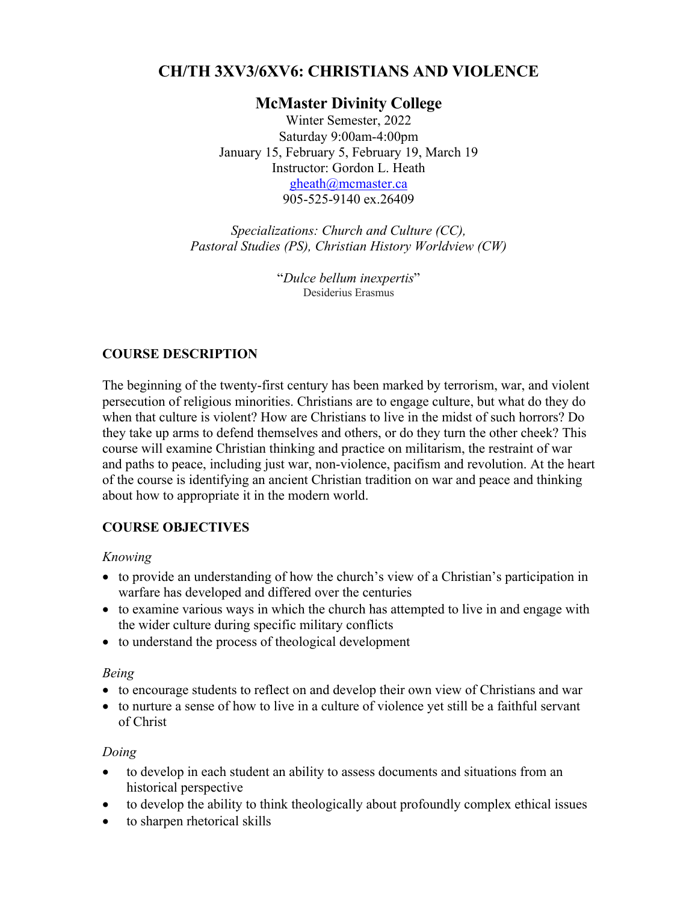# CH/TH 3XV3/6XV6: CHRISTIANS AND VIOLENCE

## McMaster Divinity College

Winter Semester, 2022
Saturday 9:00am-4:00pm
January 15, February 5, February 19, March 19
Instructor: Gordon L. Heath
gheath@mcmaster.ca
905-525-9140 ex.26409

*Specializations: Church and Culture (CC), Pastoral Studies (PS), Christian History Worldview (CW)*

"*Dulce bellum inexpertis*"
Desiderius Erasmus

### COURSE DESCRIPTION

The beginning of the twenty-first century has been marked by terrorism, war, and violent persecution of religious minorities. Christians are to engage culture, but what do they do when that culture is violent? How are Christians to live in the midst of such horrors? Do they take up arms to defend themselves and others, or do they turn the other cheek? This course will examine Christian thinking and practice on militarism, the restraint of war and paths to peace, including just war, non-violence, pacifism and revolution. At the heart of the course is identifying an ancient Christian tradition on war and peace and thinking about how to appropriate it in the modern world.

### COURSE OBJECTIVES

*Knowing*

- to provide an understanding of how the church's view of a Christian's participation in warfare has developed and differed over the centuries
- to examine various ways in which the church has attempted to live in and engage with the wider culture during specific military conflicts
- to understand the process of theological development

*Being*

- to encourage students to reflect on and develop their own view of Christians and war
- to nurture a sense of how to live in a culture of violence yet still be a faithful servant of Christ

*Doing*

- to develop in each student an ability to assess documents and situations from an historical perspective
- to develop the ability to think theologically about profoundly complex ethical issues
- to sharpen rhetorical skills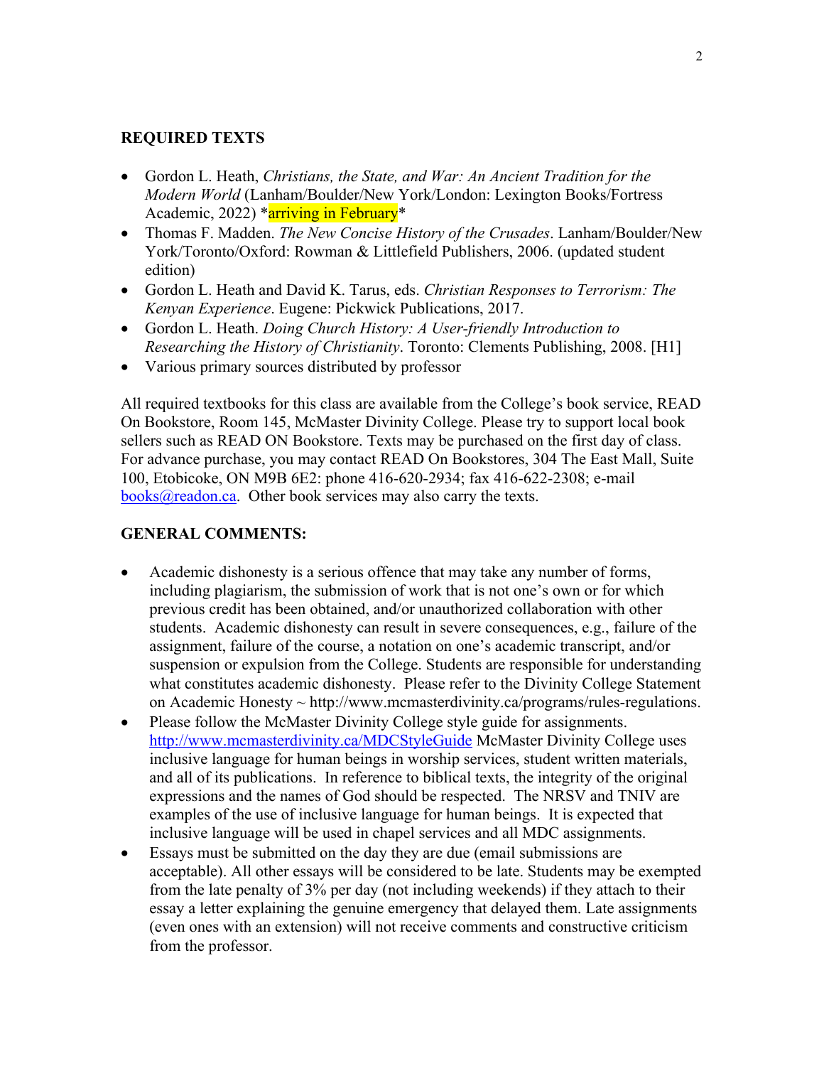## REQUIRED TEXTS

- Gordon L. Heath, *Christians, the State, and War: An Ancient Tradition for the Modern World* (Lanham/Boulder/New York/London: Lexington Books/Fortress Academic, 2022) *arriving in February*
- Thomas F. Madden. *The New Concise History of the Crusades*. Lanham/Boulder/New York/Toronto/Oxford: Rowman & Littlefield Publishers, 2006. (updated student edition)
- Gordon L. Heath and David K. Tarus, eds. *Christian Responses to Terrorism: The Kenyan Experience*. Eugene: Pickwick Publications, 2017.
- Gordon L. Heath. *Doing Church History: A User-friendly Introduction to Researching the History of Christianity*. Toronto: Clements Publishing, 2008. [H1]
- Various primary sources distributed by professor

All required textbooks for this class are available from the College's book service, READ On Bookstore, Room 145, McMaster Divinity College. Please try to support local book sellers such as READ ON Bookstore. Texts may be purchased on the first day of class. For advance purchase, you may contact READ On Bookstores, 304 The East Mall, Suite 100, Etobicoke, ON M9B 6E2: phone 416-620-2934; fax 416-622-2308; e-mail books@readon.ca. Other book services may also carry the texts.

## GENERAL COMMENTS:

- Academic dishonesty is a serious offence that may take any number of forms, including plagiarism, the submission of work that is not one's own or for which previous credit has been obtained, and/or unauthorized collaboration with other students. Academic dishonesty can result in severe consequences, e.g., failure of the assignment, failure of the course, a notation on one's academic transcript, and/or suspension or expulsion from the College. Students are responsible for understanding what constitutes academic dishonesty. Please refer to the Divinity College Statement on Academic Honesty ~ http://www.mcmasterdivinity.ca/programs/rules-regulations.
- Please follow the McMaster Divinity College style guide for assignments. http://www.mcmasterdivinity.ca/MDCStyleGuide McMaster Divinity College uses inclusive language for human beings in worship services, student written materials, and all of its publications. In reference to biblical texts, the integrity of the original expressions and the names of God should be respected. The NRSV and TNIV are examples of the use of inclusive language for human beings. It is expected that inclusive language will be used in chapel services and all MDC assignments.
- Essays must be submitted on the day they are due (email submissions are acceptable). All other essays will be considered to be late. Students may be exempted from the late penalty of 3% per day (not including weekends) if they attach to their essay a letter explaining the genuine emergency that delayed them. Late assignments (even ones with an extension) will not receive comments and constructive criticism from the professor.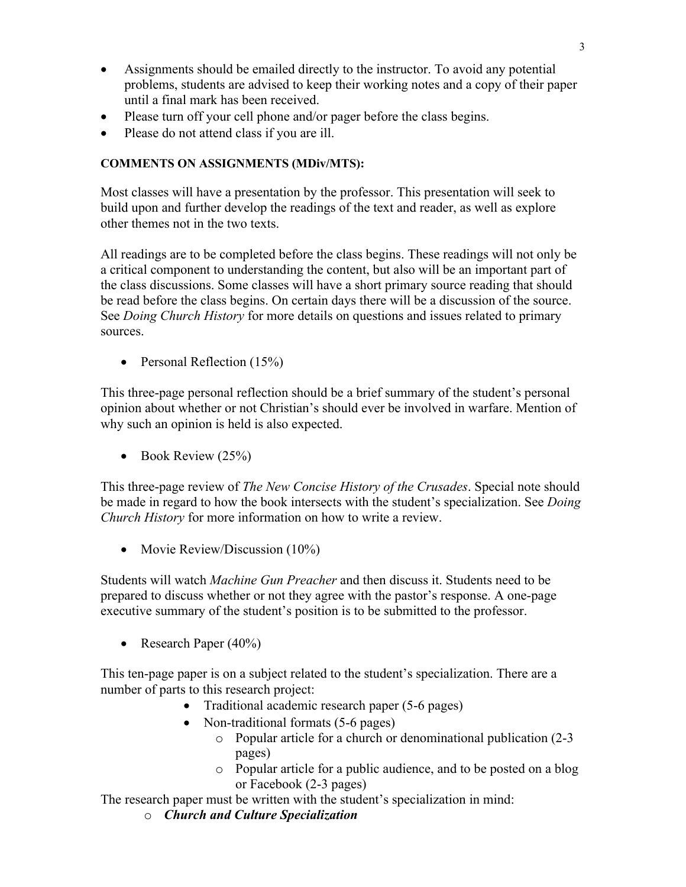- Assignments should be emailed directly to the instructor. To avoid any potential problems, students are advised to keep their working notes and a copy of their paper until a final mark has been received.
- Please turn off your cell phone and/or pager before the class begins.
- Please do not attend class if you are ill.

**COMMENTS ON ASSIGNMENTS (MDiv/MTS):**

Most classes will have a presentation by the professor. This presentation will seek to build upon and further develop the readings of the text and reader, as well as explore other themes not in the two texts.

All readings are to be completed before the class begins. These readings will not only be a critical component to understanding the content, but also will be an important part of the class discussions. Some classes will have a short primary source reading that should be read before the class begins. On certain days there will be a discussion of the source. See *Doing Church History* for more details on questions and issues related to primary sources.

- Personal Reflection (15%)

This three-page personal reflection should be a brief summary of the student's personal opinion about whether or not Christian's should ever be involved in warfare. Mention of why such an opinion is held is also expected.

- Book Review (25%)

This three-page review of *The New Concise History of the Crusades*. Special note should be made in regard to how the book intersects with the student's specialization. See *Doing Church History* for more information on how to write a review.

- Movie Review/Discussion (10%)

Students will watch *Machine Gun Preacher* and then discuss it. Students need to be prepared to discuss whether or not they agree with the pastor's response. A one-page executive summary of the student's position is to be submitted to the professor.

- Research Paper (40%)

This ten-page paper is on a subject related to the student's specialization. There are a number of parts to this research project:

- Traditional academic research paper (5-6 pages)
- Non-traditional formats (5-6 pages)
  - Popular article for a church or denominational publication (2-3 pages)
  - Popular article for a public audience, and to be posted on a blog or Facebook (2-3 pages)

The research paper must be written with the student's specialization in mind:

- ***Church and Culture Specialization***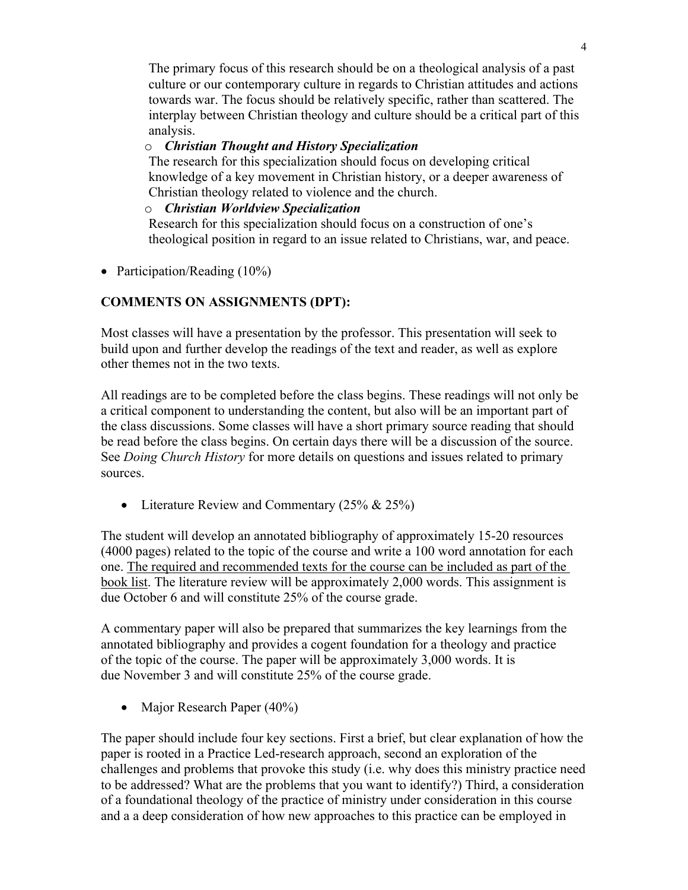The primary focus of this research should be on a theological analysis of a past culture or our contemporary culture in regards to Christian attitudes and actions towards war. The focus should be relatively specific, rather than scattered. The interplay between Christian theology and culture should be a critical part of this analysis.

- ***Christian Thought and History Specialization***
  
  The research for this specialization should focus on developing critical knowledge of a key movement in Christian history, or a deeper awareness of Christian theology related to violence and the church.

- ***Christian Worldview Specialization***
  
  Research for this specialization should focus on a construction of one's theological position in regard to an issue related to Christians, war, and peace.

- Participation/Reading (10%)

**COMMENTS ON ASSIGNMENTS (DPT):**

Most classes will have a presentation by the professor. This presentation will seek to build upon and further develop the readings of the text and reader, as well as explore other themes not in the two texts.

All readings are to be completed before the class begins. These readings will not only be a critical component to understanding the content, but also will be an important part of the class discussions. Some classes will have a short primary source reading that should be read before the class begins. On certain days there will be a discussion of the source. See *Doing Church History* for more details on questions and issues related to primary sources.

- Literature Review and Commentary (25% & 25%)

The student will develop an annotated bibliography of approximately 15-20 resources (4000 pages) related to the topic of the course and write a 100 word annotation for each one. <u>The required and recommended texts for the course can be included as part of the book list</u>. The literature review will be approximately 2,000 words. This assignment is due October 6 and will constitute 25% of the course grade.

A commentary paper will also be prepared that summarizes the key learnings from the annotated bibliography and provides a cogent foundation for a theology and practice of the topic of the course. The paper will be approximately 3,000 words. It is due November 3 and will constitute 25% of the course grade.

- Major Research Paper (40%)

The paper should include four key sections. First a brief, but clear explanation of how the paper is rooted in a Practice Led-research approach, second an exploration of the challenges and problems that provoke this study (i.e. why does this ministry practice need to be addressed? What are the problems that you want to identify?) Third, a consideration of a foundational theology of the practice of ministry under consideration in this course and a a deep consideration of how new approaches to this practice can be employed in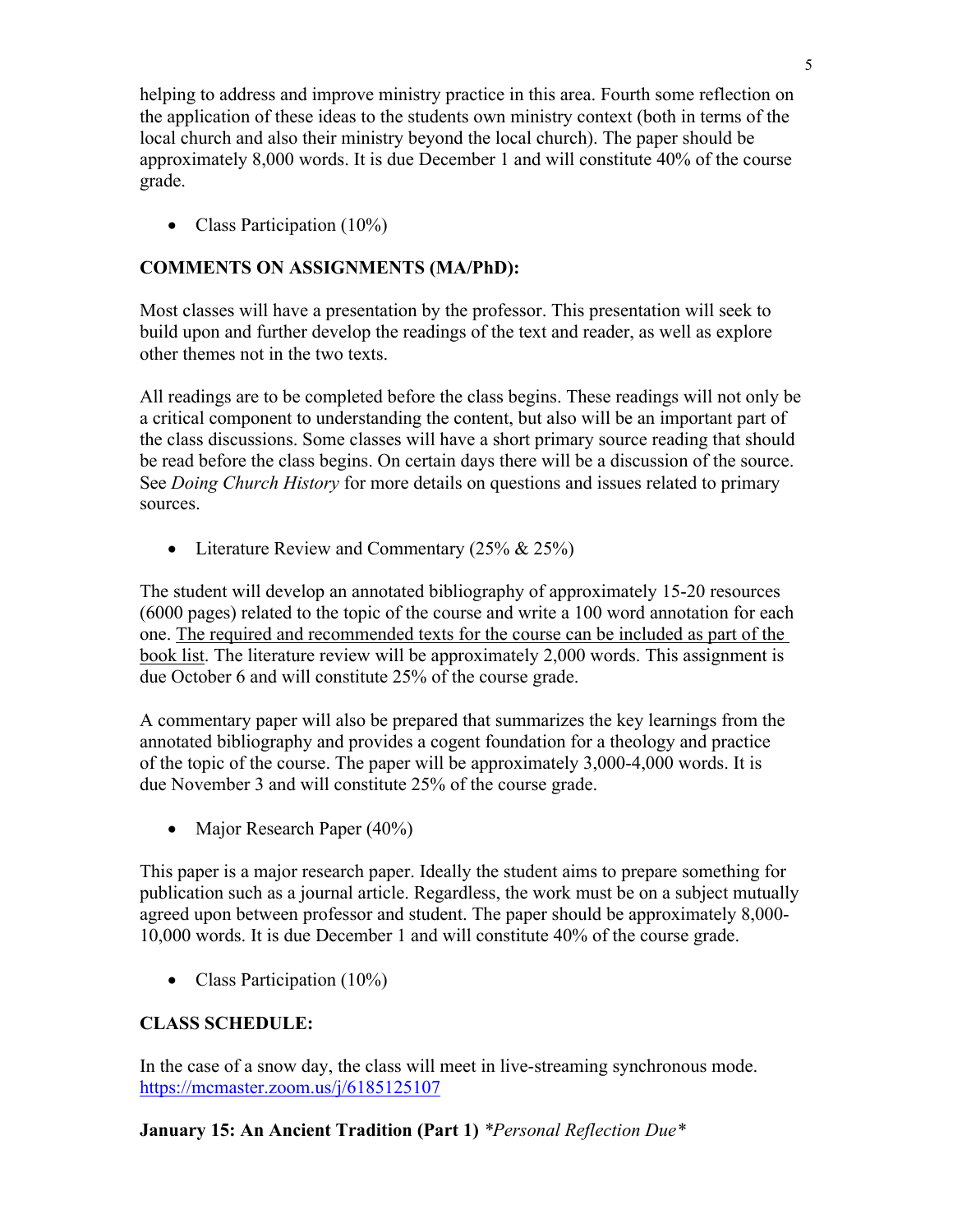helping to address and improve ministry practice in this area. Fourth some reflection on the application of these ideas to the students own ministry context (both in terms of the local church and also their ministry beyond the local church). The paper should be approximately 8,000 words. It is due December 1 and will constitute 40% of the course grade.

- Class Participation (10%)

**COMMENTS ON ASSIGNMENTS (MA/PhD):**

Most classes will have a presentation by the professor. This presentation will seek to build upon and further develop the readings of the text and reader, as well as explore other themes not in the two texts.

All readings are to be completed before the class begins. These readings will not only be a critical component to understanding the content, but also will be an important part of the class discussions. Some classes will have a short primary source reading that should be read before the class begins. On certain days there will be a discussion of the source. See *Doing Church History* for more details on questions and issues related to primary sources.

- Literature Review and Commentary (25% & 25%)

The student will develop an annotated bibliography of approximately 15-20 resources (6000 pages) related to the topic of the course and write a 100 word annotation for each one. <u>The required and recommended texts for the course can be included as part of the book list</u>. The literature review will be approximately 2,000 words. This assignment is due October 6 and will constitute 25% of the course grade.

A commentary paper will also be prepared that summarizes the key learnings from the annotated bibliography and provides a cogent foundation for a theology and practice of the topic of the course. The paper will be approximately 3,000-4,000 words. It is due November 3 and will constitute 25% of the course grade.

- Major Research Paper (40%)

This paper is a major research paper. Ideally the student aims to prepare something for publication such as a journal article. Regardless, the work must be on a subject mutually agreed upon between professor and student. The paper should be approximately 8,000-10,000 words. It is due December 1 and will constitute 40% of the course grade.

- Class Participation (10%)

**CLASS SCHEDULE:**

In the case of a snow day, the class will meet in live-streaming synchronous mode. https://mcmaster.zoom.us/j/6185125107

**January 15: An Ancient Tradition (Part 1)** **Personal Reflection Due**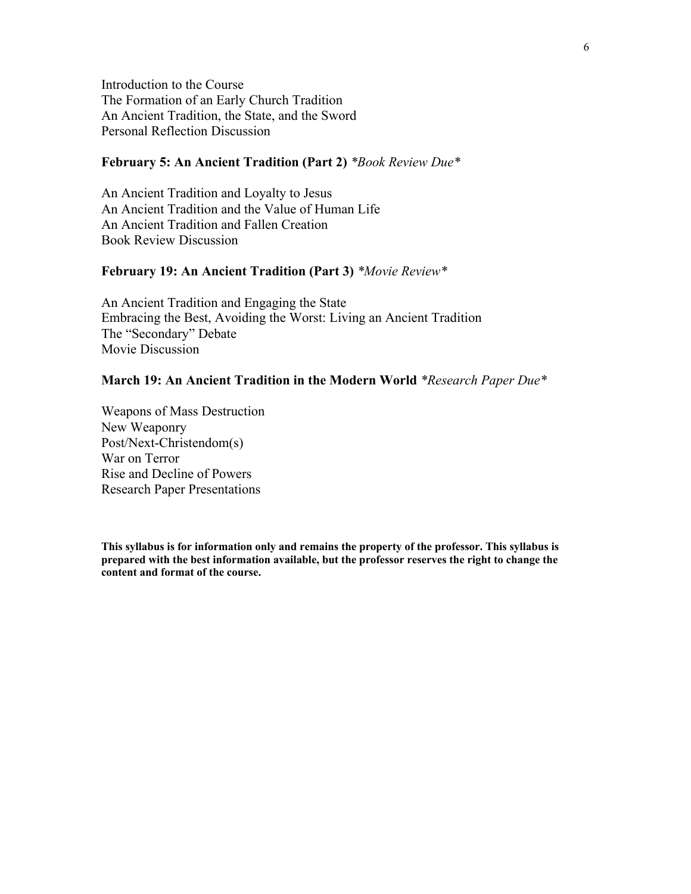Introduction to the Course
The Formation of an Early Church Tradition
An Ancient Tradition, the State, and the Sword
Personal Reflection Discussion

**February 5: An Ancient Tradition (Part 2)** *\*Book Review Due\**

An Ancient Tradition and Loyalty to Jesus
An Ancient Tradition and the Value of Human Life
An Ancient Tradition and Fallen Creation
Book Review Discussion

**February 19: An Ancient Tradition (Part 3)** *\*Movie Review\**

An Ancient Tradition and Engaging the State
Embracing the Best, Avoiding the Worst: Living an Ancient Tradition
The "Secondary" Debate
Movie Discussion

**March 19: An Ancient Tradition in the Modern World** *\*Research Paper Due\**

Weapons of Mass Destruction
New Weaponry
Post/Next-Christendom(s)
War on Terror
Rise and Decline of Powers
Research Paper Presentations

**This syllabus is for information only and remains the property of the professor. This syllabus is prepared with the best information available, but the professor reserves the right to change the content and format of the course.**